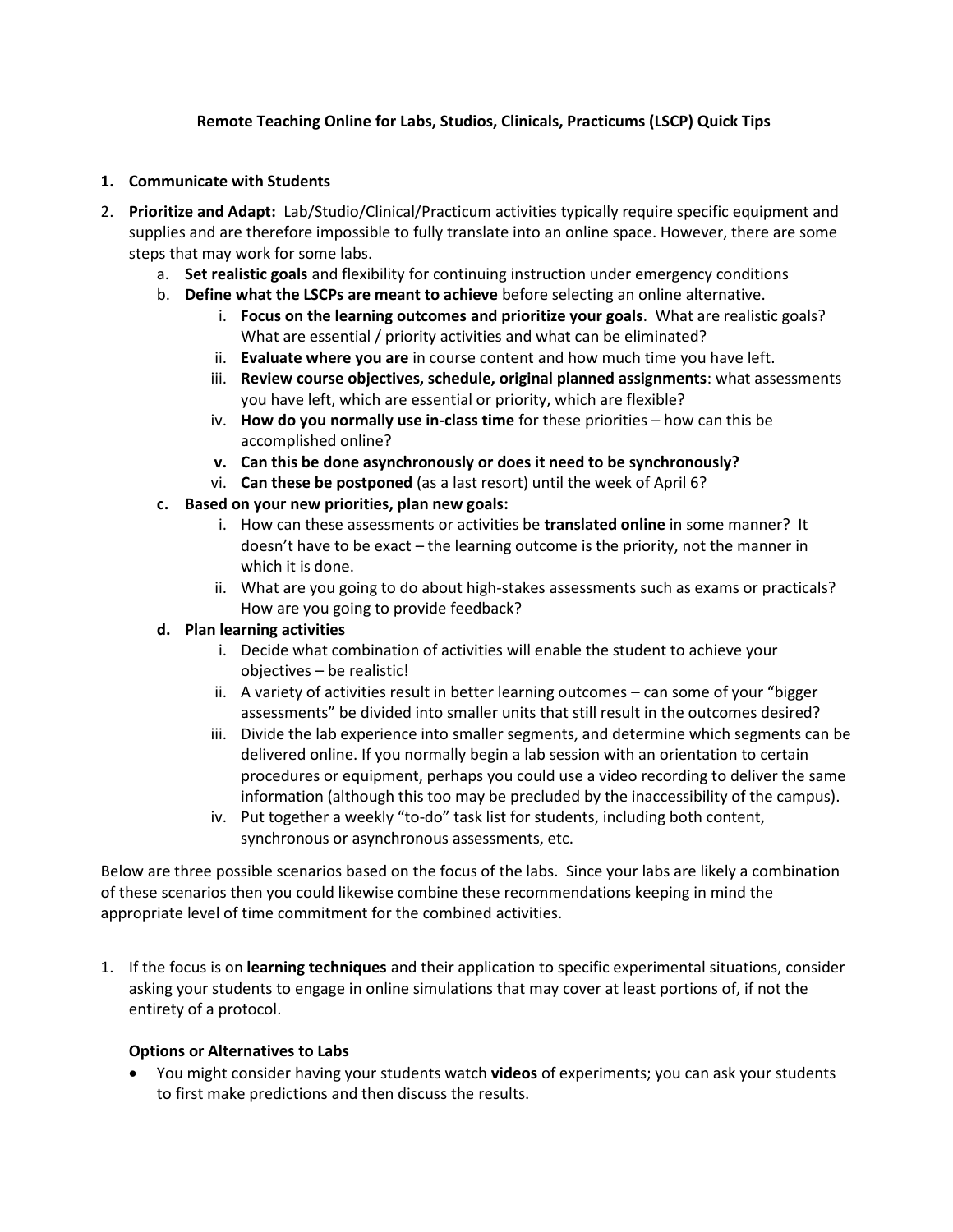**Remote Teaching Online for Labs, Studios, Clinicals, Practicums (LSCP) Quick Tips**

1. **Communicate with Students**
2. **Prioritize and Adapt:** Lab/Studio/Clinical/Practicum activities typically require specific equipment and supplies and are therefore impossible to fully translate into an online space. However, there are some steps that may work for some labs.
   a. **Set realistic goals** and flexibility for continuing instruction under emergency conditions
   b. **Define what the LSCPs are meant to achieve** before selecting an online alternative.
      i. **Focus on the learning outcomes and prioritize your goals**. What are realistic goals? What are essential / priority activities and what can be eliminated?
      ii. **Evaluate where you are** in course content and how much time you have left.
      iii. **Review course objectives, schedule, original planned assignments**: what assessments you have left, which are essential or priority, which are flexible?
      iv. **How do you normally use in-class time** for these priorities – how can this be accomplished online?
      v. **Can this be done asynchronously or does it need to be synchronously?**
      vi. **Can these be postponed** (as a last resort) until the week of April 6?
   c. **Based on your new priorities, plan new goals:**
      i. How can these assessments or activities be **translated online** in some manner? It doesn't have to be exact – the learning outcome is the priority, not the manner in which it is done.
      ii. What are you going to do about high-stakes assessments such as exams or practicals? How are you going to provide feedback?
   d. **Plan learning activities**
      i. Decide what combination of activities will enable the student to achieve your objectives – be realistic!
      ii. A variety of activities result in better learning outcomes – can some of your "bigger assessments" be divided into smaller units that still result in the outcomes desired?
      iii. Divide the lab experience into smaller segments, and determine which segments can be delivered online. If you normally begin a lab session with an orientation to certain procedures or equipment, perhaps you could use a video recording to deliver the same information (although this too may be precluded by the inaccessibility of the campus).
      iv. Put together a weekly "to-do" task list for students, including both content, synchronous or asynchronous assessments, etc.

Below are three possible scenarios based on the focus of the labs. Since your labs are likely a combination of these scenarios then you could likewise combine these recommendations keeping in mind the appropriate level of time commitment for the combined activities.

1. If the focus is on **learning techniques** and their application to specific experimental situations, consider asking your students to engage in online simulations that may cover at least portions of, if not the entirety of a protocol.

   **Options or Alternatives to Labs**

   - You might consider having your students watch **videos** of experiments; you can ask your students to first make predictions and then discuss the results.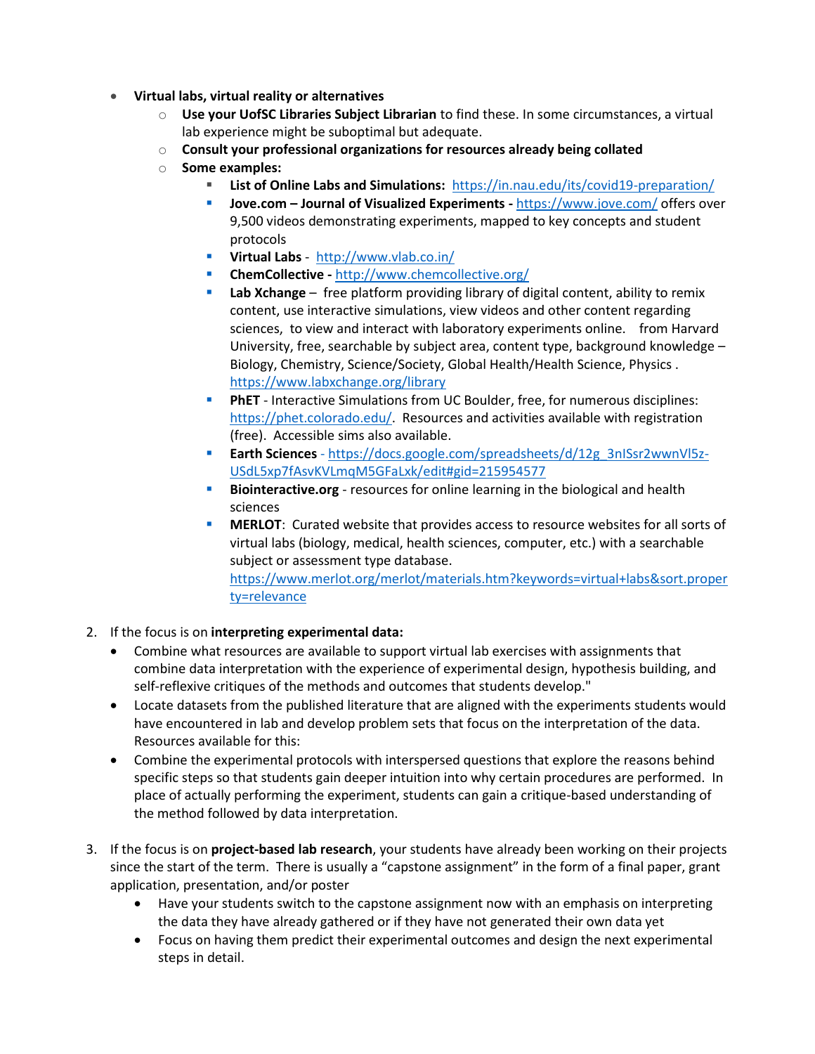- **Virtual labs, virtual reality or alternatives**
  - **Use your UofSC Libraries Subject Librarian** to find these. In some circumstances, a virtual lab experience might be suboptimal but adequate.
  - **Consult your professional organizations for resources already being collated**
  - **Some examples:**
    - **List of Online Labs and Simulations:** https://in.nau.edu/its/covid19-preparation/
    - **Jove.com – Journal of Visualized Experiments -** https://www.jove.com/ offers over 9,500 videos demonstrating experiments, mapped to key concepts and student protocols
    - **Virtual Labs** - http://www.vlab.co.in/
    - **ChemCollective -** http://www.chemcollective.org/
    - **Lab Xchange** – free platform providing library of digital content, ability to remix content, use interactive simulations, view videos and other content regarding sciences, to view and interact with laboratory experiments online. from Harvard University, free, searchable by subject area, content type, background knowledge – Biology, Chemistry, Science/Society, Global Health/Health Science, Physics . https://www.labxchange.org/library
    - **PhET** - Interactive Simulations from UC Boulder, free, for numerous disciplines: https://phet.colorado.edu/. Resources and activities available with registration (free). Accessible sims also available.
    - **Earth Sciences** - https://docs.google.com/spreadsheets/d/12g_3nISsr2wwnVl5z-USdL5xp7fAsvKVLmqM5GFaLxk/edit#gid=215954577
    - **Biointeractive.org** - resources for online learning in the biological and health sciences
    - **MERLOT**: Curated website that provides access to resource websites for all sorts of virtual labs (biology, medical, health sciences, computer, etc.) with a searchable subject or assessment type database. https://www.merlot.org/merlot/materials.htm?keywords=virtual+labs&sort.property=relevance

2. If the focus is on **interpreting experimental data:**
   - Combine what resources are available to support virtual lab exercises with assignments that combine data interpretation with the experience of experimental design, hypothesis building, and self-reflexive critiques of the methods and outcomes that students develop."
   - Locate datasets from the published literature that are aligned with the experiments students would have encountered in lab and develop problem sets that focus on the interpretation of the data. Resources available for this:
   - Combine the experimental protocols with interspersed questions that explore the reasons behind specific steps so that students gain deeper intuition into why certain procedures are performed. In place of actually performing the experiment, students can gain a critique-based understanding of the method followed by data interpretation.

3. If the focus is on **project-based lab research**, your students have already been working on their projects since the start of the term. There is usually a "capstone assignment" in the form of a final paper, grant application, presentation, and/or poster
   - Have your students switch to the capstone assignment now with an emphasis on interpreting the data they have already gathered or if they have not generated their own data yet
   - Focus on having them predict their experimental outcomes and design the next experimental steps in detail.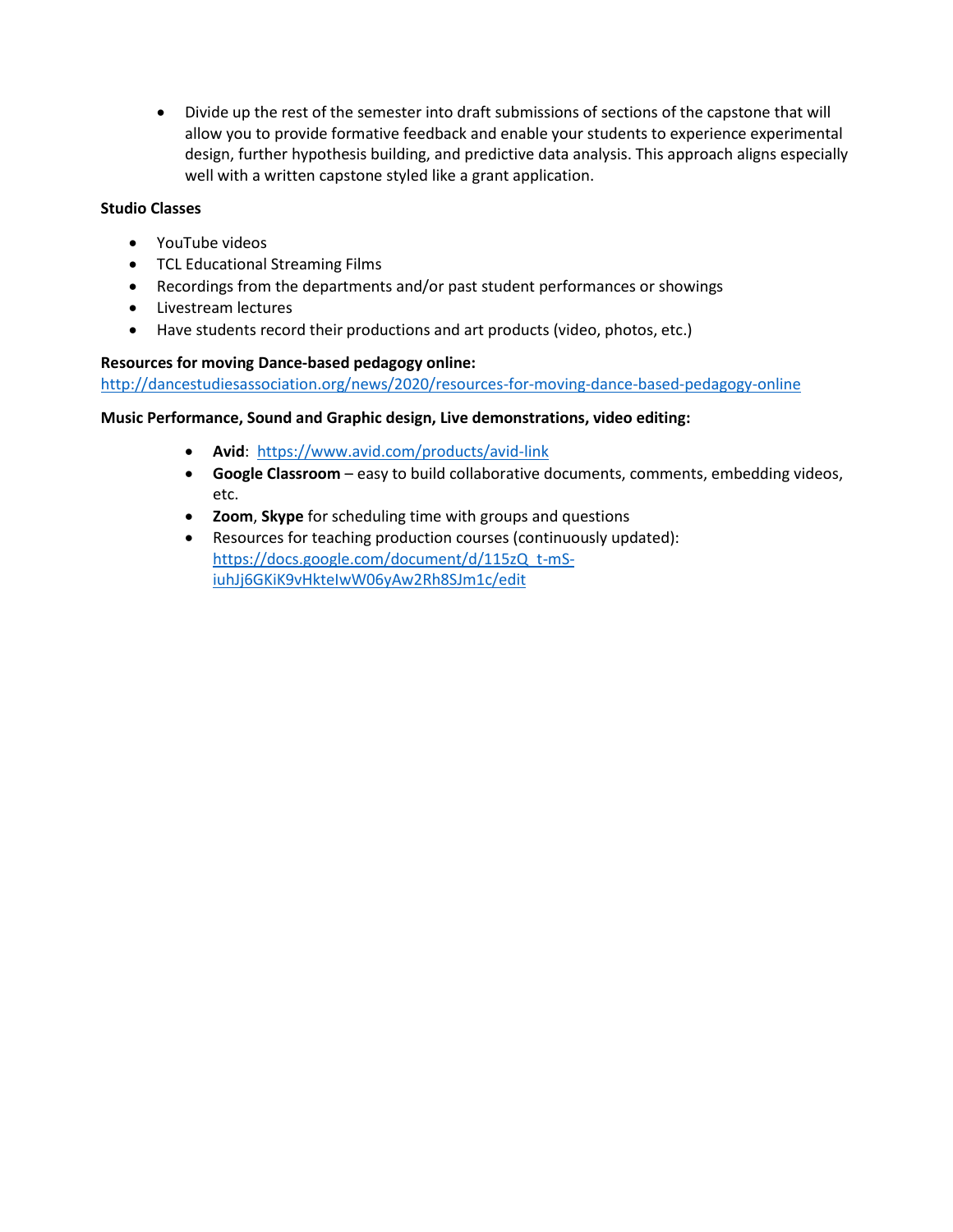- Divide up the rest of the semester into draft submissions of sections of the capstone that will allow you to provide formative feedback and enable your students to experience experimental design, further hypothesis building, and predictive data analysis. This approach aligns especially well with a written capstone styled like a grant application.

**Studio Classes**

- YouTube videos
- TCL Educational Streaming Films
- Recordings from the departments and/or past student performances or showings
- Livestream lectures
- Have students record their productions and art products (video, photos, etc.)

**Resources for moving Dance-based pedagogy online:**
http://dancestudiesassociation.org/news/2020/resources-for-moving-dance-based-pedagogy-online

**Music Performance, Sound and Graphic design, Live demonstrations, video editing:**

- **Avid**: https://www.avid.com/products/avid-link
- **Google Classroom** – easy to build collaborative documents, comments, embedding videos, etc.
- **Zoom**, **Skype** for scheduling time with groups and questions
- Resources for teaching production courses (continuously updated): https://docs.google.com/document/d/115zQ_t-mS-iuhJj6GKiK9vHkteIwW06yAw2Rh8SJm1c/edit